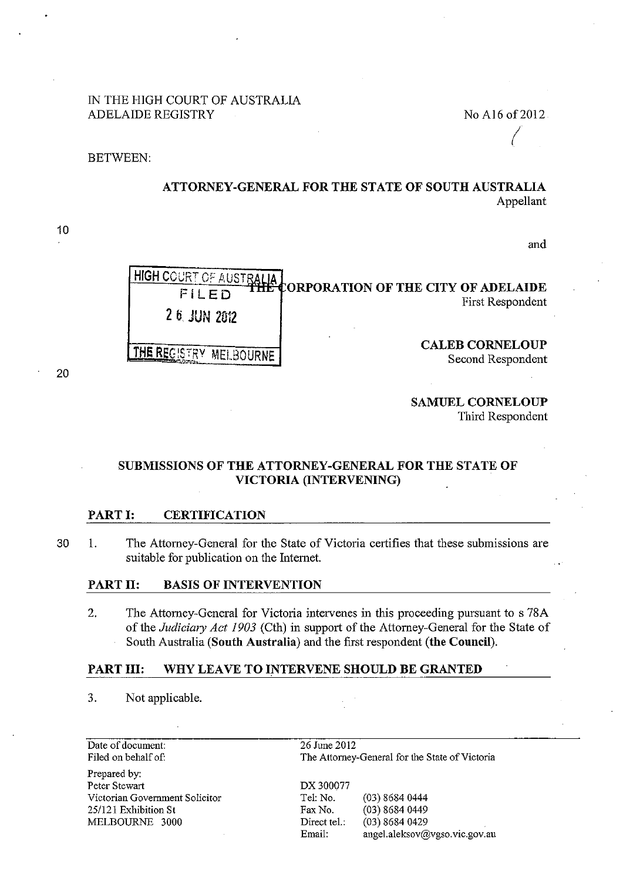IN THE HIGH COURT OF AUSTRALIA
ADELAIDE REGISTRY

No A16 of 2012

BETWEEN:

**ATTORNEY-GENERAL FOR THE STATE OF SOUTH AUSTRALIA**
Appellant

and

HIGH COURT OF AUSTRALIA
FILED
26 JUN 2012
THE REGISTRY MELBOURNE

**THE CORPORATION OF THE CITY OF ADELAIDE**
First Respondent

**CALEB CORNELOUP**
Second Respondent

**SAMUEL CORNELOUP**
Third Respondent

## SUBMISSIONS OF THE ATTORNEY-GENERAL FOR THE STATE OF VICTORIA (INTERVENING)

### PART I: CERTIFICATION

1. The Attorney-General for the State of Victoria certifies that these submissions are suitable for publication on the Internet.

### PART II: BASIS OF INTERVENTION

2. The Attorney-General for Victoria intervenes in this proceeding pursuant to s 78A of the *Judiciary Act 1903* (Cth) in support of the Attorney-General for the State of South Australia (**South Australia**) and the first respondent (**the Council**).

### PART III: WHY LEAVE TO INTERVENE SHOULD BE GRANTED

3. Not applicable.

| | | |
|---|---|---|
| Date of document: | 26 June 2012 | |
| Filed on behalf of: | The Attorney-General for the State of Victoria | |
| Prepared by: | | |
| Peter Stewart | DX 300077 | |
| Victorian Government Solicitor | Tel: No. | (03) 8684 0444 |
| 25/121 Exhibition St | Fax No. | (03) 8684 0449 |
| MELBOURNE 3000 | Direct tel.: | (03) 8684 0429 |
| | Email: | angel.aleksov@vgso.vic.gov.au |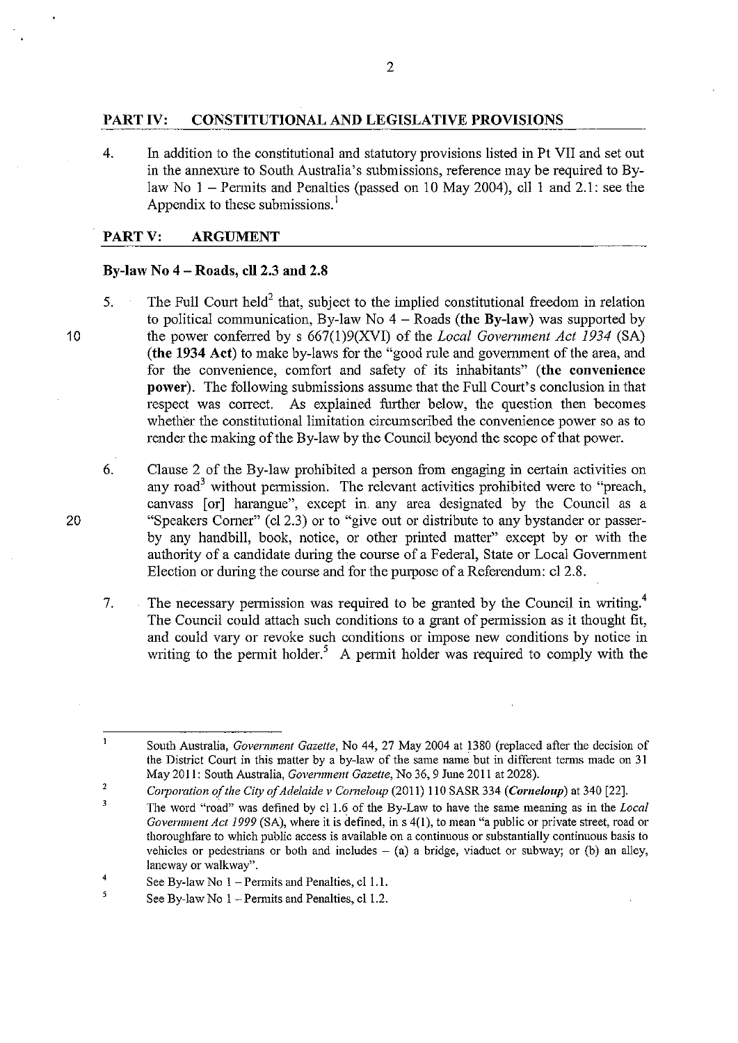## PART IV: CONSTITUTIONAL AND LEGISLATIVE PROVISIONS

4. In addition to the constitutional and statutory provisions listed in Pt VII and set out in the annexure to South Australia's submissions, reference may be required to By-law No 1 – Permits and Penalties (passed on 10 May 2004), cll 1 and 2.1: see the Appendix to these submissions.[1]

## PART V: ARGUMENT

### By-law No 4 – Roads, cll 2.3 and 2.8

5. The Full Court held[2] that, subject to the implied constitutional freedom in relation to political communication, By-law No 4 – Roads (**the By-law**) was supported by the power conferred by s 667(1)9(XVI) of the *Local Government Act 1934* (SA) (**the 1934 Act**) to make by-laws for the "good rule and government of the area, and for the convenience, comfort and safety of its inhabitants" (**the convenience power**). The following submissions assume that the Full Court's conclusion in that respect was correct. As explained further below, the question then becomes whether the constitutional limitation circumscribed the convenience power so as to render the making of the By-law by the Council beyond the scope of that power.

6. Clause 2 of the By-law prohibited a person from engaging in certain activities on any road[3] without permission. The relevant activities prohibited were to "preach, canvass [or] harangue", except in any area designated by the Council as a "Speakers Corner" (cl 2.3) or to "give out or distribute to any bystander or passer-by any handbill, book, notice, or other printed matter" except by or with the authority of a candidate during the course of a Federal, State or Local Government Election or during the course and for the purpose of a Referendum: cl 2.8.

7. The necessary permission was required to be granted by the Council in writing.[4] The Council could attach such conditions to a grant of permission as it thought fit, and could vary or revoke such conditions or impose new conditions by notice in writing to the permit holder.[5] A permit holder was required to comply with the

---

[1] South Australia, *Government Gazette*, No 44, 27 May 2004 at 1380 (replaced after the decision of the District Court in this matter by a by-law of the same name but in different terms made on 31 May 2011: South Australia, *Government Gazette*, No 36, 9 June 2011 at 2028).

[2] *Corporation of the City of Adelaide v Corneloup* (2011) 110 SASR 334 (***Corneloup***) at 340 [22].

[3] The word "road" was defined by cl 1.6 of the By-Law to have the same meaning as in the *Local Government Act 1999* (SA), where it is defined, in s 4(1), to mean "a public or private street, road or thoroughfare to which public access is available on a continuous or substantially continuous basis to vehicles or pedestrians or both and includes – (a) a bridge, viaduct or subway; or (b) an alley, laneway or walkway".

[4] See By-law No 1 – Permits and Penalties, cl 1.1.

[5] See By-law No 1 – Permits and Penalties, cl 1.2.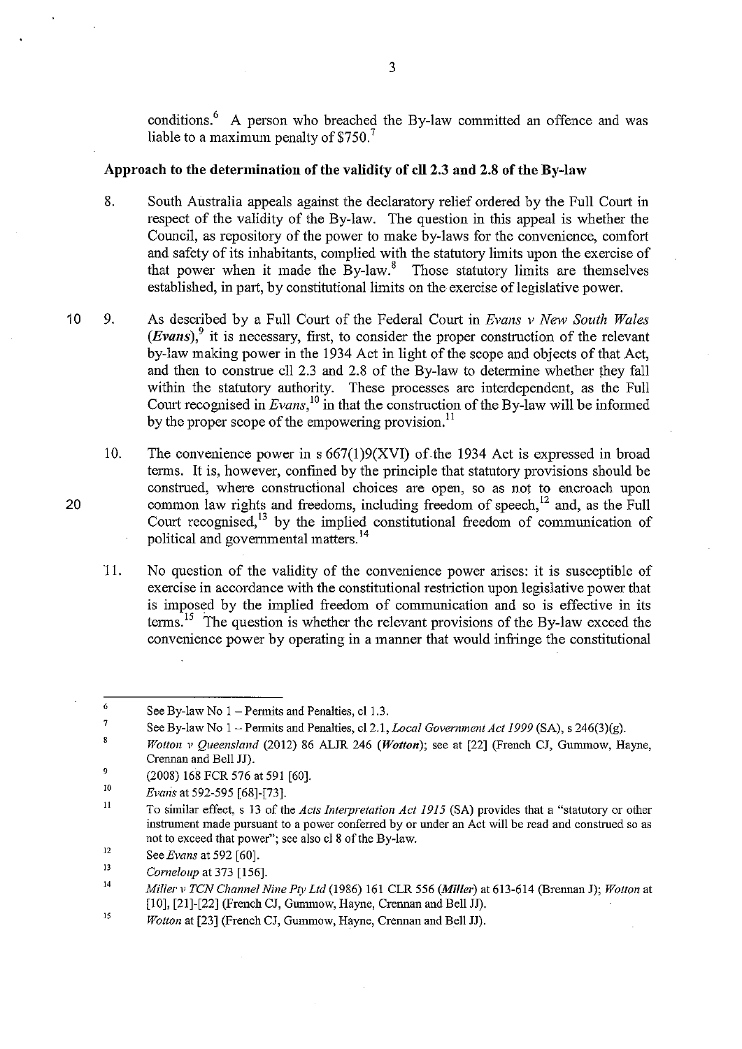conditions.[6] A person who breached the By-law committed an offence and was liable to a maximum penalty of $750.[7]

**Approach to the determination of the validity of cll 2.3 and 2.8 of the By-law**

8. South Australia appeals against the declaratory relief ordered by the Full Court in respect of the validity of the By-law. The question in this appeal is whether the Council, as repository of the power to make by-laws for the convenience, comfort and safety of its inhabitants, complied with the statutory limits upon the exercise of that power when it made the By-law.[8] Those statutory limits are themselves established, in part, by constitutional limits on the exercise of legislative power.

9. As described by a Full Court of the Federal Court in *Evans v New South Wales* (***Evans***),[9] it is necessary, first, to consider the proper construction of the relevant by-law making power in the 1934 Act in light of the scope and objects of that Act, and then to construe cll 2.3 and 2.8 of the By-law to determine whether they fall within the statutory authority. These processes are interdependent, as the Full Court recognised in *Evans*,[10] in that the construction of the By-law will be informed by the proper scope of the empowering provision.[11]

10. The convenience power in s 667(1)9(XVI) of the 1934 Act is expressed in broad terms. It is, however, confined by the principle that statutory provisions should be construed, where constructional choices are open, so as not to encroach upon common law rights and freedoms, including freedom of speech,[12] and, as the Full Court recognised,[13] by the implied constitutional freedom of communication of political and governmental matters.[14]

11. No question of the validity of the convenience power arises: it is susceptible of exercise in accordance with the constitutional restriction upon legislative power that is imposed by the implied freedom of communication and so is effective in its terms.[15] The question is whether the relevant provisions of the By-law exceed the convenience power by operating in a manner that would infringe the constitutional

---

[6] See By-law No 1 – Permits and Penalties, cl 1.3.

[7] See By-law No 1 – Permits and Penalties, cl 2.1, *Local Government Act 1999* (SA), s 246(3)(g).

[8] *Wotton v Queensland* (2012) 86 ALJR 246 (***Wotton***); see at [22] (French CJ, Gummow, Hayne, Crennan and Bell JJ).

[9] (2008) 168 FCR 576 at 591 [60].

[10] *Evans* at 592-595 [68]-[73].

[11] To similar effect, s 13 of the *Acts Interpretation Act 1915* (SA) provides that a "statutory or other instrument made pursuant to a power conferred by or under an Act will be read and construed so as not to exceed that power"; see also cl 8 of the By-law.

[12] See *Evans* at 592 [60].

[13] *Corneloup* at 373 [156].

[14] *Miller v TCN Channel Nine Pty Ltd* (1986) 161 CLR 556 (***Miller***) at 613-614 (Brennan J); *Wotton* at [10], [21]-[22] (French CJ, Gummow, Hayne, Crennan and Bell JJ).

[15] *Wotton* at [23] (French CJ, Gummow, Hayne, Crennan and Bell JJ).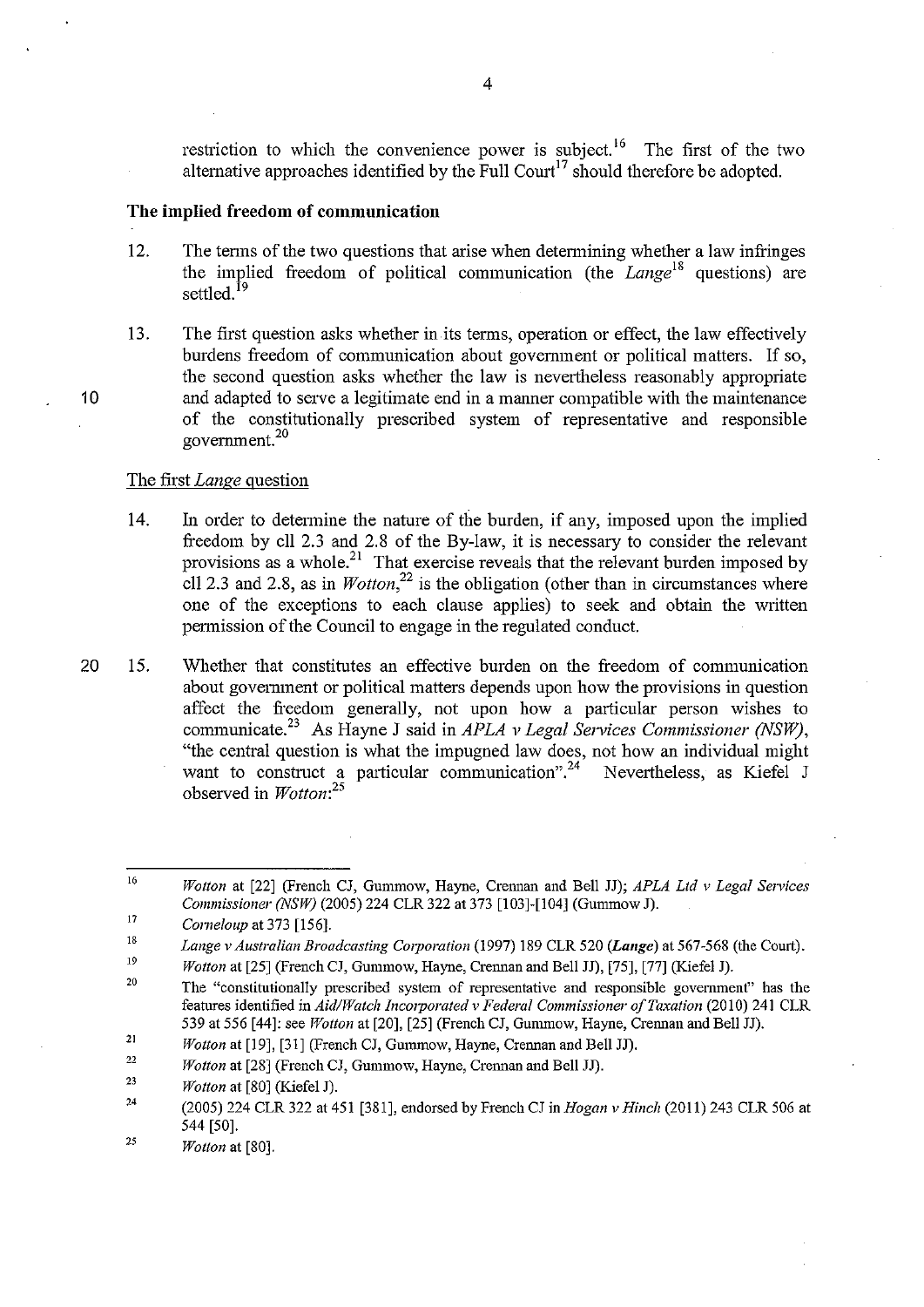restriction to which the convenience power is subject.[16] The first of the two alternative approaches identified by the Full Court[17] should therefore be adopted.

**The implied freedom of communication**

12. The terms of the two questions that arise when determining whether a law infringes the implied freedom of political communication (the *Lange*[18] questions) are settled.[19]

13. The first question asks whether in its terms, operation or effect, the law effectively burdens freedom of communication about government or political matters. If so, the second question asks whether the law is nevertheless reasonably appropriate and adapted to serve a legitimate end in a manner compatible with the maintenance of the constitutionally prescribed system of representative and responsible government.[20]

The first *Lange* question

14. In order to determine the nature of the burden, if any, imposed upon the implied freedom by cll 2.3 and 2.8 of the By-law, it is necessary to consider the relevant provisions as a whole.[21] That exercise reveals that the relevant burden imposed by cll 2.3 and 2.8, as in *Wotton*,[22] is the obligation (other than in circumstances where one of the exceptions to each clause applies) to seek and obtain the written permission of the Council to engage in the regulated conduct.

15. Whether that constitutes an effective burden on the freedom of communication about government or political matters depends upon how the provisions in question affect the freedom generally, not upon how a particular person wishes to communicate.[23] As Hayne J said in *APLA v Legal Services Commissioner (NSW)*, "the central question is what the impugned law does, not how an individual might want to construct a particular communication".[24] Nevertheless, as Kiefel J observed in *Wotton*:[25]

---

[16] *Wotton* at [22] (French CJ, Gummow, Hayne, Crennan and Bell JJ); *APLA Ltd v Legal Services Commissioner (NSW)* (2005) 224 CLR 322 at 373 [103]-[104] (Gummow J).

[17] *Corneloup* at 373 [156].

[18] *Lange v Australian Broadcasting Corporation* (1997) 189 CLR 520 (***Lange***) at 567-568 (the Court).

[19] *Wotton* at [25] (French CJ, Gummow, Hayne, Crennan and Bell JJ), [75], [77] (Kiefel J).

[20] The "constitutionally prescribed system of representative and responsible government" has the features identified in *Aid/Watch Incorporated v Federal Commissioner of Taxation* (2010) 241 CLR 539 at 556 [44]: see *Wotton* at [20], [25] (French CJ, Gummow, Hayne, Crennan and Bell JJ).

[21] *Wotton* at [19], [31] (French CJ, Gummow, Hayne, Crennan and Bell JJ).

[22] *Wotton* at [28] (French CJ, Gummow, Hayne, Crennan and Bell JJ).

[23] *Wotton* at [80] (Kiefel J).

[24] (2005) 224 CLR 322 at 451 [381], endorsed by French CJ in *Hogan v Hinch* (2011) 243 CLR 506 at 544 [50].

[25] *Wotton* at [80].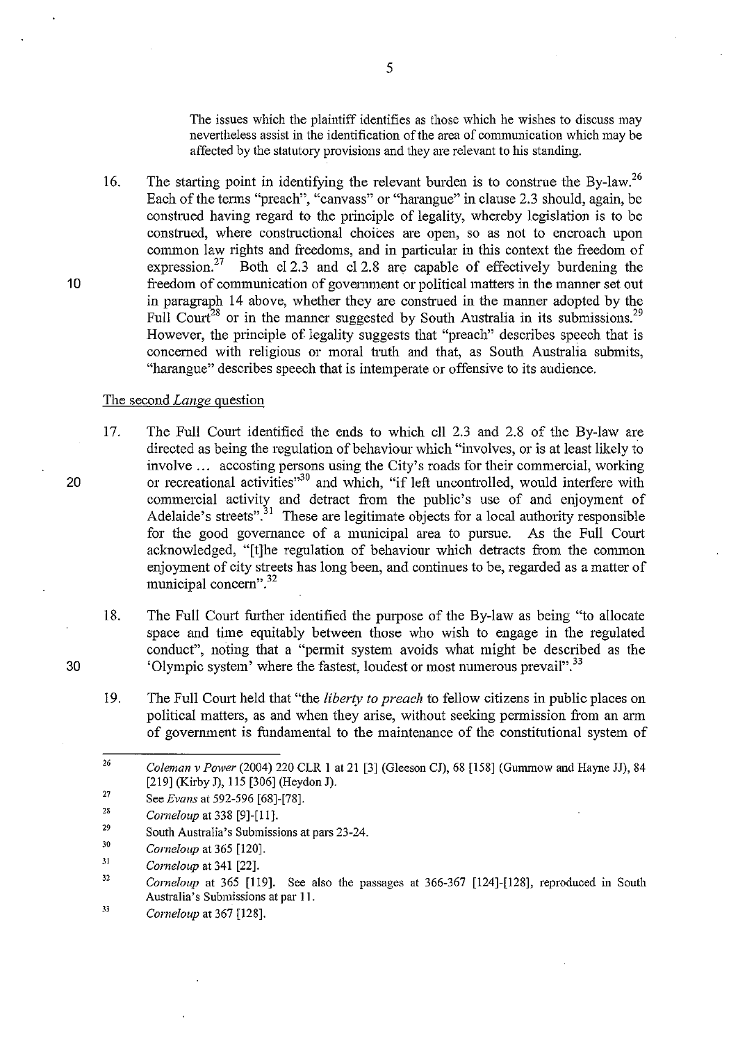The issues which the plaintiff identifies as those which he wishes to discuss may nevertheless assist in the identification of the area of communication which may be affected by the statutory provisions and they are relevant to his standing.

16. The starting point in identifying the relevant burden is to construe the By-law.[26] Each of the terms "preach", "canvass" or "harangue" in clause 2.3 should, again, be construed having regard to the principle of legality, whereby legislation is to be construed, where constructional choices are open, so as not to encroach upon common law rights and freedoms, and in particular in this context the freedom of expression.[27] Both cl 2.3 and cl 2.8 are capable of effectively burdening the freedom of communication of government or political matters in the manner set out in paragraph 14 above, whether they are construed in the manner adopted by the Full Court[28] or in the manner suggested by South Australia in its submissions.[29] However, the principle of legality suggests that "preach" describes speech that is concerned with religious or moral truth and that, as South Australia submits, "harangue" describes speech that is intemperate or offensive to its audience.

## The second *Lange* question

17. The Full Court identified the ends to which cll 2.3 and 2.8 of the By-law are directed as being the regulation of behaviour which "involves, or is at least likely to involve ... accosting persons using the City's roads for their commercial, working or recreational activities"[30] and which, "if left uncontrolled, would interfere with commercial activity and detract from the public's use of and enjoyment of Adelaide's streets".[31] These are legitimate objects for a local authority responsible for the good governance of a municipal area to pursue. As the Full Court acknowledged, "[t]he regulation of behaviour which detracts from the common enjoyment of city streets has long been, and continues to be, regarded as a matter of municipal concern".[32]

18. The Full Court further identified the purpose of the By-law as being "to allocate space and time equitably between those who wish to engage in the regulated conduct", noting that a "permit system avoids what might be described as the 'Olympic system' where the fastest, loudest or most numerous prevail".[33]

19. The Full Court held that "the *liberty to preach* to fellow citizens in public places on political matters, as and when they arise, without seeking permission from an arm of government is fundamental to the maintenance of the constitutional system of

---

26 *Coleman v Power* (2004) 220 CLR 1 at 21 [3] (Gleeson CJ), 68 [158] (Gummow and Hayne JJ), 84 [219] (Kirby J), 115 [306] (Heydon J).

27 See *Evans* at 592-596 [68]-[78].

28 *Corneloup* at 338 [9]-[11].

29 South Australia's Submissions at pars 23-24.

30 *Corneloup* at 365 [120].

31 *Corneloup* at 341 [22].

32 *Corneloup* at 365 [119]. See also the passages at 366-367 [124]-[128], reproduced in South Australia's Submissions at par 11.

33 *Corneloup* at 367 [128].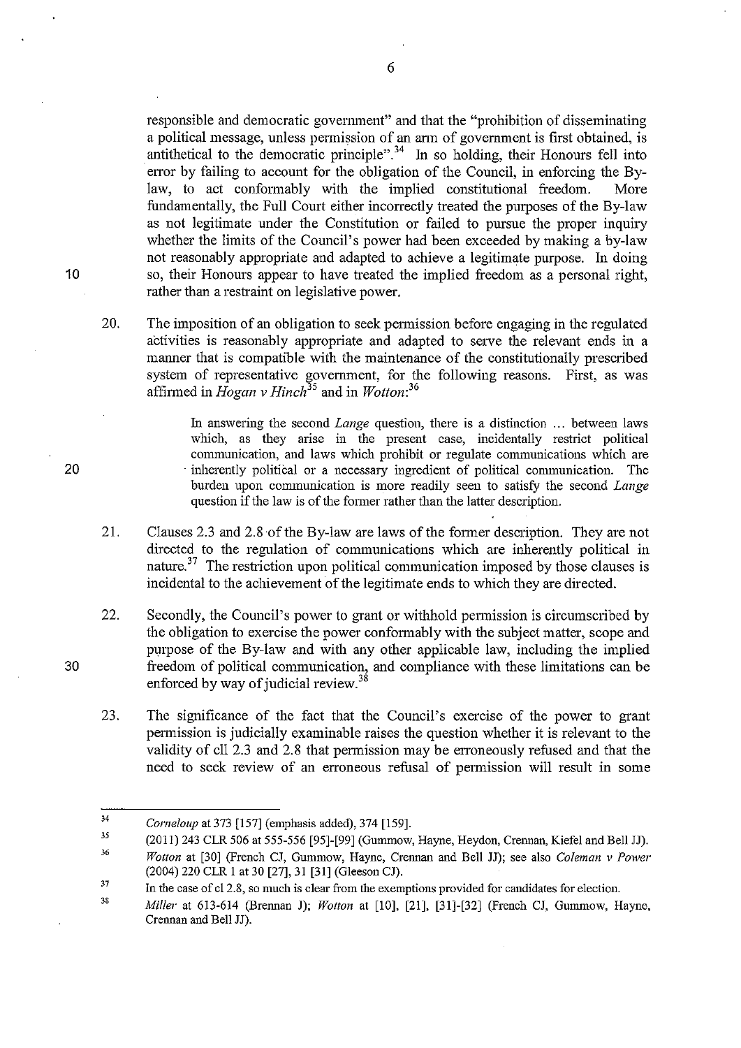responsible and democratic government" and that the "prohibition of disseminating a political message, unless permission of an arm of government is first obtained, is antithetical to the democratic principle".[34] In so holding, their Honours fell into error by failing to account for the obligation of the Council, in enforcing the By-law, to act conformably with the implied constitutional freedom. More fundamentally, the Full Court either incorrectly treated the purposes of the By-law as not legitimate under the Constitution or failed to pursue the proper inquiry whether the limits of the Council's power had been exceeded by making a by-law not reasonably appropriate and adapted to achieve a legitimate purpose. In doing so, their Honours appear to have treated the implied freedom as a personal right, rather than a restraint on legislative power.

20. The imposition of an obligation to seek permission before engaging in the regulated activities is reasonably appropriate and adapted to serve the relevant ends in a manner that is compatible with the maintenance of the constitutionally prescribed system of representative government, for the following reasons. First, as was affirmed in *Hogan v Hinch*[35] and in *Wotton*:[36]

> In answering the second *Lange* question, there is a distinction ... between laws which, as they arise in the present case, incidentally restrict political communication, and laws which prohibit or regulate communications which are inherently political or a necessary ingredient of political communication. The burden upon communication is more readily seen to satisfy the second *Lange* question if the law is of the former rather than the latter description.

21. Clauses 2.3 and 2.8 of the By-law are laws of the former description. They are not directed to the regulation of communications which are inherently political in nature.[37] The restriction upon political communication imposed by those clauses is incidental to the achievement of the legitimate ends to which they are directed.

22. Secondly, the Council's power to grant or withhold permission is circumscribed by the obligation to exercise the power conformably with the subject matter, scope and purpose of the By-law and with any other applicable law, including the implied freedom of political communication, and compliance with these limitations can be enforced by way of judicial review.[38]

23. The significance of the fact that the Council's exercise of the power to grant permission is judicially examinable raises the question whether it is relevant to the validity of cll 2.3 and 2.8 that permission may be erroneously refused and that the need to seek review of an erroneous refusal of permission will result in some

---

[34] *Corneloup* at 373 [157] (emphasis added), 374 [159].

[35] (2011) 243 CLR 506 at 555-556 [95]-[99] (Gummow, Hayne, Heydon, Crennan, Kiefel and Bell JJ).

[36] *Wotton* at [30] (French CJ, Gummow, Hayne, Crennan and Bell JJ); see also *Coleman v Power* (2004) 220 CLR 1 at 30 [27], 31 [31] (Gleeson CJ).

[37] In the case of cl 2.8, so much is clear from the exemptions provided for candidates for election.

[38] *Miller* at 613-614 (Brennan J); *Wotton* at [10], [21], [31]-[32] (French CJ, Gummow, Hayne, Crennan and Bell JJ).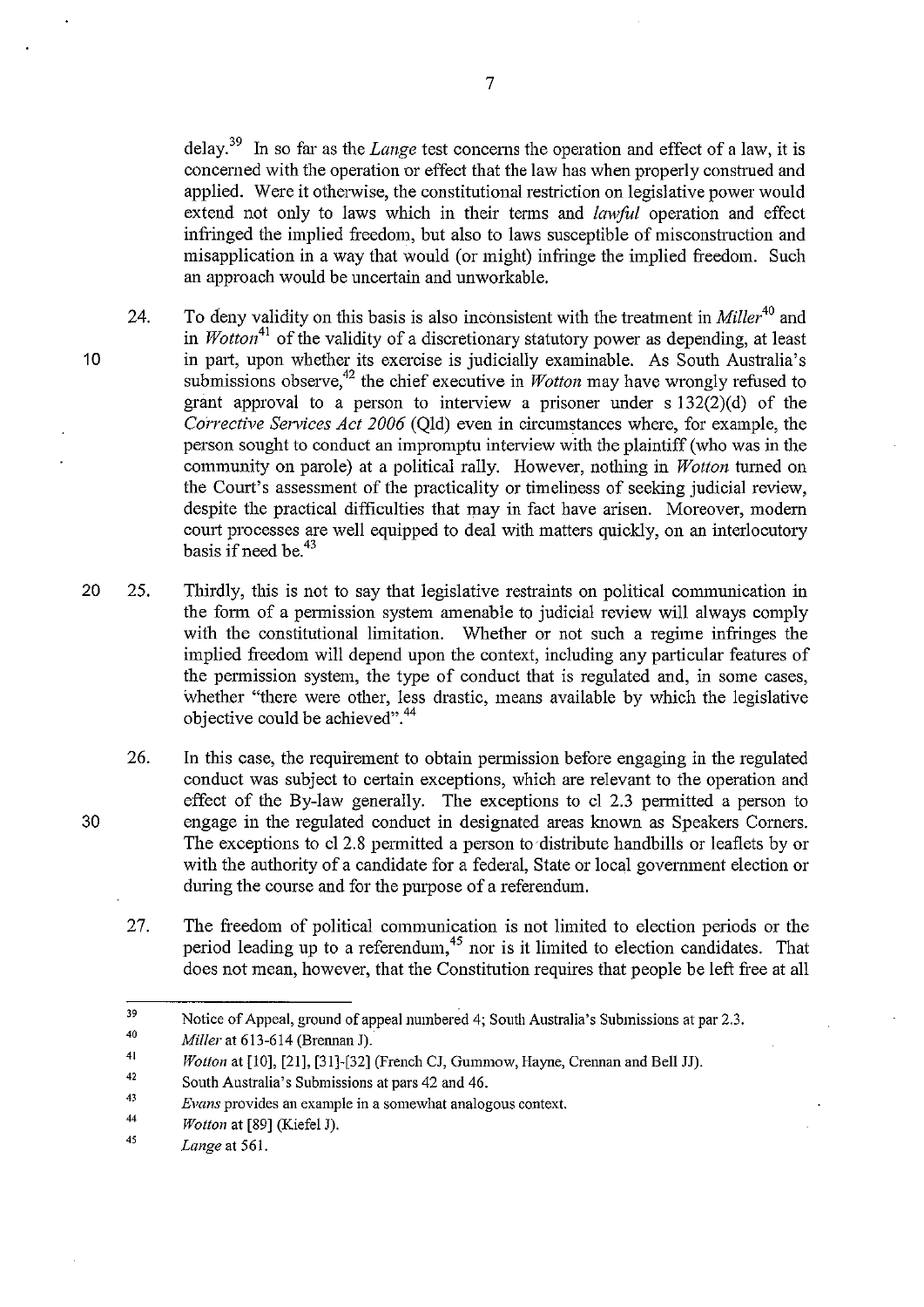delay.[39] In so far as the *Lange* test concerns the operation and effect of a law, it is concerned with the operation or effect that the law has when properly construed and applied. Were it otherwise, the constitutional restriction on legislative power would extend not only to laws which in their terms and *lawful* operation and effect infringed the implied freedom, but also to laws susceptible of misconstruction and misapplication in a way that would (or might) infringe the implied freedom. Such an approach would be uncertain and unworkable.

24. To deny validity on this basis is also inconsistent with the treatment in *Miller*[40] and in *Wotton*[41] of the validity of a discretionary statutory power as depending, at least in part, upon whether its exercise is judicially examinable. As South Australia's submissions observe,[42] the chief executive in *Wotton* may have wrongly refused to grant approval to a person to interview a prisoner under s 132(2)(d) of the *Corrective Services Act 2006* (Qld) even in circumstances where, for example, the person sought to conduct an impromptu interview with the plaintiff (who was in the community on parole) at a political rally. However, nothing in *Wotton* turned on the Court's assessment of the practicality or timeliness of seeking judicial review, despite the practical difficulties that may in fact have arisen. Moreover, modern court processes are well equipped to deal with matters quickly, on an interlocutory basis if need be.[43]

25. Thirdly, this is not to say that legislative restraints on political communication in the form of a permission system amenable to judicial review will always comply with the constitutional limitation. Whether or not such a regime infringes the implied freedom will depend upon the context, including any particular features of the permission system, the type of conduct that is regulated and, in some cases, whether "there were other, less drastic, means available by which the legislative objective could be achieved".[44]

26. In this case, the requirement to obtain permission before engaging in the regulated conduct was subject to certain exceptions, which are relevant to the operation and effect of the By-law generally. The exceptions to cl 2.3 permitted a person to engage in the regulated conduct in designated areas known as Speakers Corners. The exceptions to cl 2.8 permitted a person to distribute handbills or leaflets by or with the authority of a candidate for a federal, State or local government election or during the course and for the purpose of a referendum.

27. The freedom of political communication is not limited to election periods or the period leading up to a referendum,[45] nor is it limited to election candidates. That does not mean, however, that the Constitution requires that people be left free at all

---

[39] Notice of Appeal, ground of appeal numbered 4; South Australia's Submissions at par 2.3.

[40] *Miller* at 613-614 (Brennan J).

[41] *Wotton* at [10], [21], [31]-[32] (French CJ, Gummow, Hayne, Crennan and Bell JJ).

[42] South Australia's Submissions at pars 42 and 46.

[43] *Evans* provides an example in a somewhat analogous context.

[44] *Wotton* at [89] (Kiefel J).

[45] *Lange* at 561.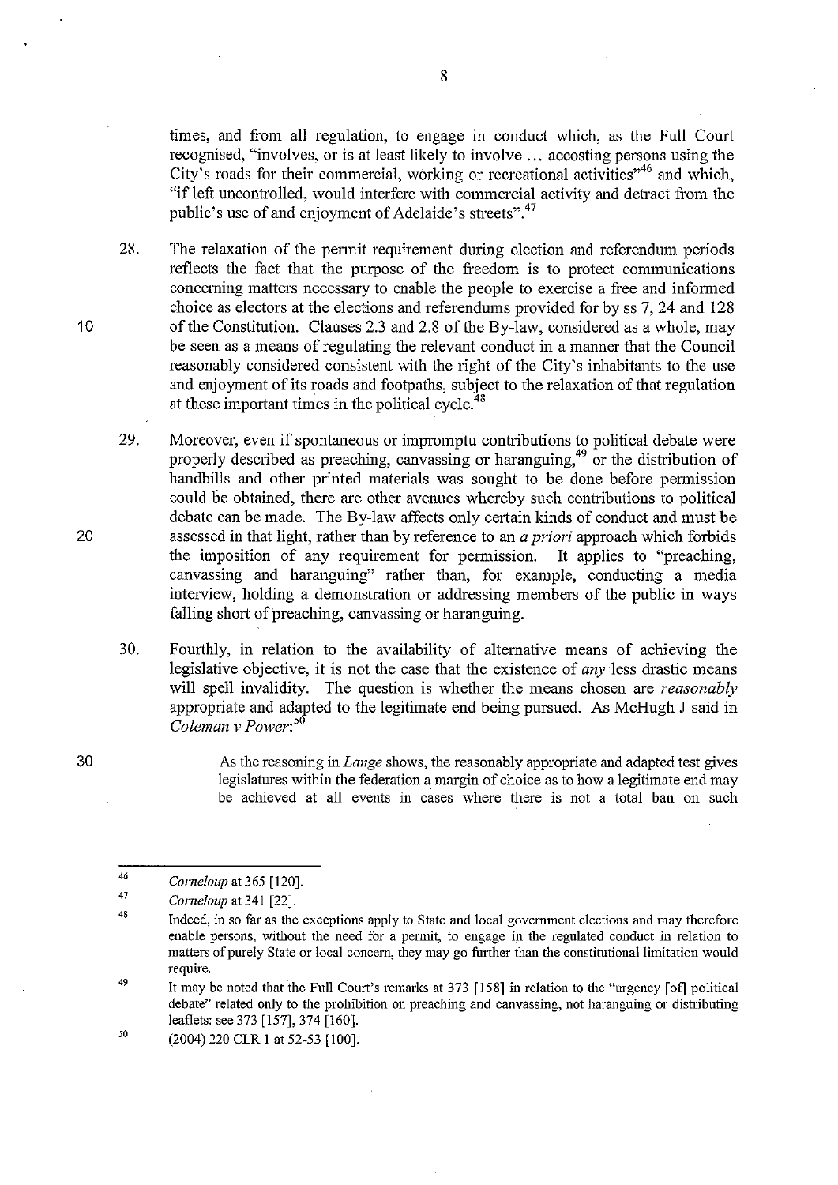times, and from all regulation, to engage in conduct which, as the Full Court recognised, "involves, or is at least likely to involve ... accosting persons using the City's roads for their commercial, working or recreational activities"[46] and which, "if left uncontrolled, would interfere with commercial activity and detract from the public's use of and enjoyment of Adelaide's streets".[47]

28. The relaxation of the permit requirement during election and referendum periods reflects the fact that the purpose of the freedom is to protect communications concerning matters necessary to enable the people to exercise a free and informed choice as electors at the elections and referendums provided for by ss 7, 24 and 128 of the Constitution. Clauses 2.3 and 2.8 of the By-law, considered as a whole, may be seen as a means of regulating the relevant conduct in a manner that the Council reasonably considered consistent with the right of the City's inhabitants to the use and enjoyment of its roads and footpaths, subject to the relaxation of that regulation at these important times in the political cycle.[48]

29. Moreover, even if spontaneous or impromptu contributions to political debate were properly described as preaching, canvassing or haranguing,[49] or the distribution of handbills and other printed materials was sought to be done before permission could be obtained, there are other avenues whereby such contributions to political debate can be made. The By-law affects only certain kinds of conduct and must be assessed in that light, rather than by reference to an *a priori* approach which forbids the imposition of any requirement for permission. It applies to "preaching, canvassing and haranguing" rather than, for example, conducting a media interview, holding a demonstration or addressing members of the public in ways falling short of preaching, canvassing or haranguing.

30. Fourthly, in relation to the availability of alternative means of achieving the legislative objective, it is not the case that the existence of *any* less drastic means will spell invalidity. The question is whether the means chosen are *reasonably* appropriate and adapted to the legitimate end being pursued. As McHugh J said in *Coleman v Power*:[50]

> As the reasoning in *Lange* shows, the reasonably appropriate and adapted test gives legislatures within the federation a margin of choice as to how a legitimate end may be achieved at all events in cases where there is not a total ban on such

---

[46] *Corneloup* at 365 [120].

[47] *Corneloup* at 341 [22].

[48] Indeed, in so far as the exceptions apply to State and local government elections and may therefore enable persons, without the need for a permit, to engage in the regulated conduct in relation to matters of purely State or local concern, they may go further than the constitutional limitation would require.

[49] It may be noted that the Full Court's remarks at 373 [158] in relation to the "urgency [of] political debate" related only to the prohibition on preaching and canvassing, not haranguing or distributing leaflets: see 373 [157], 374 [160].

[50] (2004) 220 CLR 1 at 52-53 [100].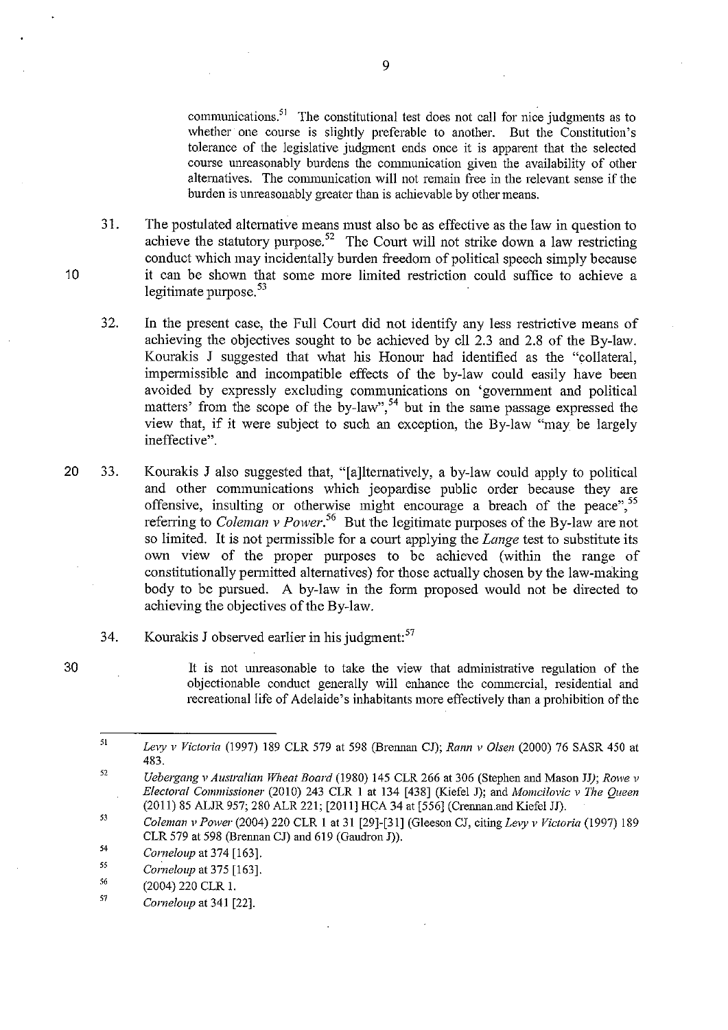communications.[51] The constitutional test does not call for nice judgments as to whether one course is slightly preferable to another. But the Constitution's tolerance of the legislative judgment ends once it is apparent that the selected course unreasonably burdens the communication given the availability of other alternatives. The communication will not remain free in the relevant sense if the burden is unreasonably greater than is achievable by other means.

31. The postulated alternative means must also be as effective as the law in question to achieve the statutory purpose.[52] The Court will not strike down a law restricting conduct which may incidentally burden freedom of political speech simply because it can be shown that some more limited restriction could suffice to achieve a legitimate purpose.[53]

32. In the present case, the Full Court did not identify any less restrictive means of achieving the objectives sought to be achieved by cll 2.3 and 2.8 of the By-law. Kourakis J suggested that what his Honour had identified as the "collateral, impermissible and incompatible effects of the by-law could easily have been avoided by expressly excluding communications on 'government and political matters' from the scope of the by-law",[54] but in the same passage expressed the view that, if it were subject to such an exception, the By-law "may be largely ineffective".

33. Kourakis J also suggested that, "[a]lternatively, a by-law could apply to political and other communications which jeopardise public order because they are offensive, insulting or otherwise might encourage a breach of the peace",[55] referring to *Coleman v Power*.[56] But the legitimate purposes of the By-law are not so limited. It is not permissible for a court applying the *Lange* test to substitute its own view of the proper purposes to be achieved (within the range of constitutionally permitted alternatives) for those actually chosen by the law-making body to be pursued. A by-law in the form proposed would not be directed to achieving the objectives of the By-law.

34. Kourakis J observed earlier in his judgment:[57]

> It is not unreasonable to take the view that administrative regulation of the objectionable conduct generally will enhance the commercial, residential and recreational life of Adelaide's inhabitants more effectively than a prohibition of the

---

[51] *Levy v Victoria* (1997) 189 CLR 579 at 598 (Brennan CJ); *Rann v Olsen* (2000) 76 SASR 450 at 483.

[52] *Uebergang v Australian Wheat Board* (1980) 145 CLR 266 at 306 (Stephen and Mason JJ); *Rowe v Electoral Commissioner* (2010) 243 CLR 1 at 134 [438] (Kiefel J); and *Momcilovic v The Queen* (2011) 85 ALJR 957; 280 ALR 221; [2011] HCA 34 at [556] (Crennan and Kiefel JJ).

[53] *Coleman v Power* (2004) 220 CLR 1 at 31 [29]-[31] (Gleeson CJ, citing *Levy v Victoria* (1997) 189 CLR 579 at 598 (Brennan CJ) and 619 (Gaudron J)).

[54] *Corneloup* at 374 [163].

[55] *Corneloup* at 375 [163].

[56] (2004) 220 CLR 1.

[57] *Corneloup* at 341 [22].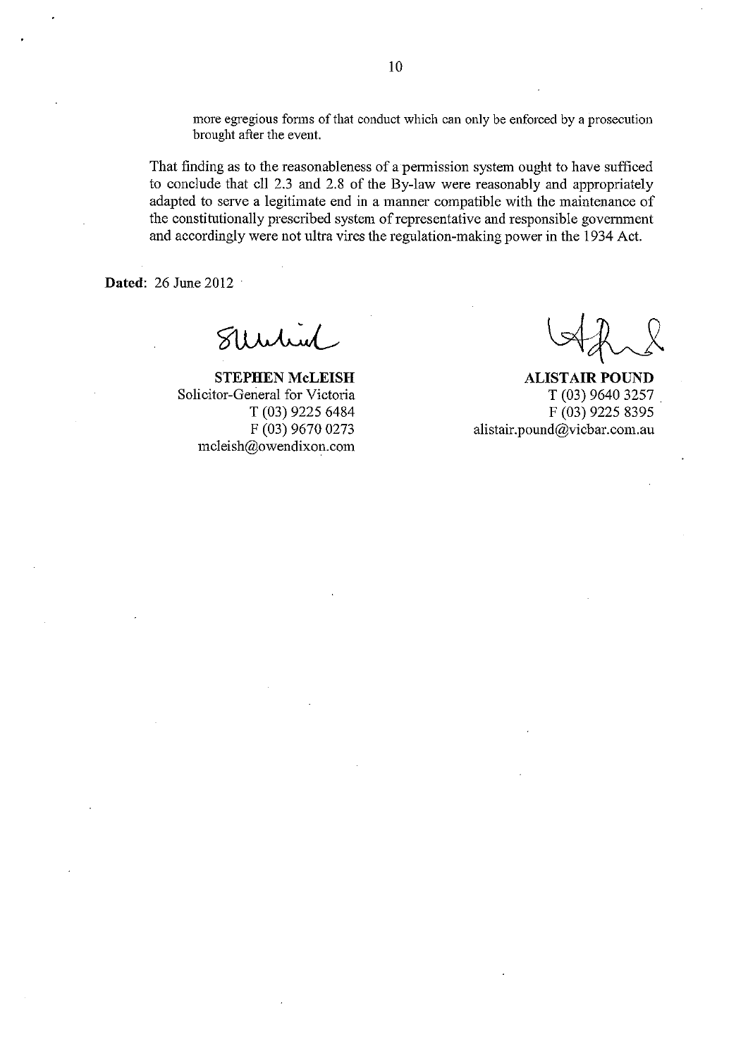> more egregious forms of that conduct which can only be enforced by a prosecution brought after the event.

That finding as to the reasonableness of a permission system ought to have sufficed to conclude that cll 2.3 and 2.8 of the By-law were reasonably and appropriately adapted to serve a legitimate end in a manner compatible with the maintenance of the constitutionally prescribed system of representative and responsible government and accordingly were not ultra vires the regulation-making power in the 1934 Act.

**Dated**: 26 June 2012

**STEPHEN McLEISH**
Solicitor-General for Victoria
T (03) 9225 6484
F (03) 9670 0273
mcleish@owendixon.com

**ALISTAIR POUND**
T (03) 9640 3257
F (03) 9225 8395
alistair.pound@vicbar.com.au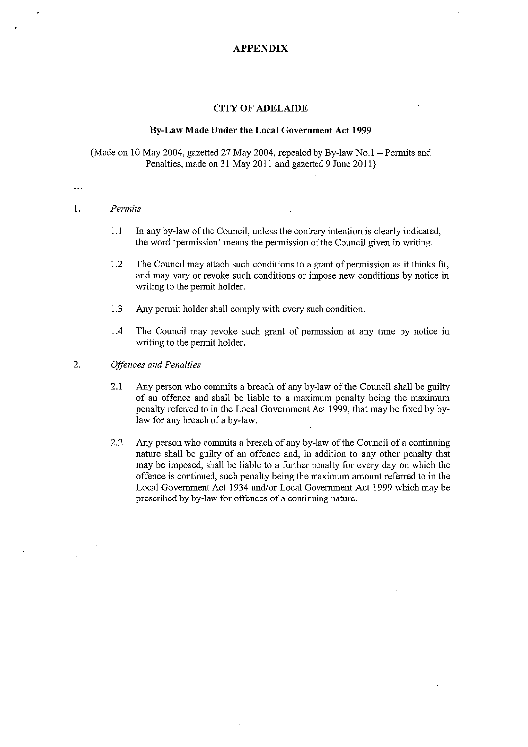# APPENDIX

## CITY OF ADELAIDE

### By-Law Made Under the Local Government Act 1999

(Made on 10 May 2004, gazetted 27 May 2004, repealed by By-law No.1 – Permits and Penalties, made on 31 May 2011 and gazetted 9 June 2011)

...

1. *Permits*

   1.1 In any by-law of the Council, unless the contrary intention is clearly indicated, the word 'permission' means the permission of the Council given in writing.

   1.2 The Council may attach such conditions to a grant of permission as it thinks fit, and may vary or revoke such conditions or impose new conditions by notice in writing to the permit holder.

   1.3 Any permit holder shall comply with every such condition.

   1.4 The Council may revoke such grant of permission at any time by notice in writing to the permit holder.

2. *Offences and Penalties*

   2.1 Any person who commits a breach of any by-law of the Council shall be guilty of an offence and shall be liable to a maximum penalty being the maximum penalty referred to in the Local Government Act 1999, that may be fixed by by-law for any breach of a by-law.

   2.2 Any person who commits a breach of any by-law of the Council of a continuing nature shall be guilty of an offence and, in addition to any other penalty that may be imposed, shall be liable to a further penalty for every day on which the offence is continued, such penalty being the maximum amount referred to in the Local Government Act 1934 and/or Local Government Act 1999 which may be prescribed by by-law for offences of a continuing nature.